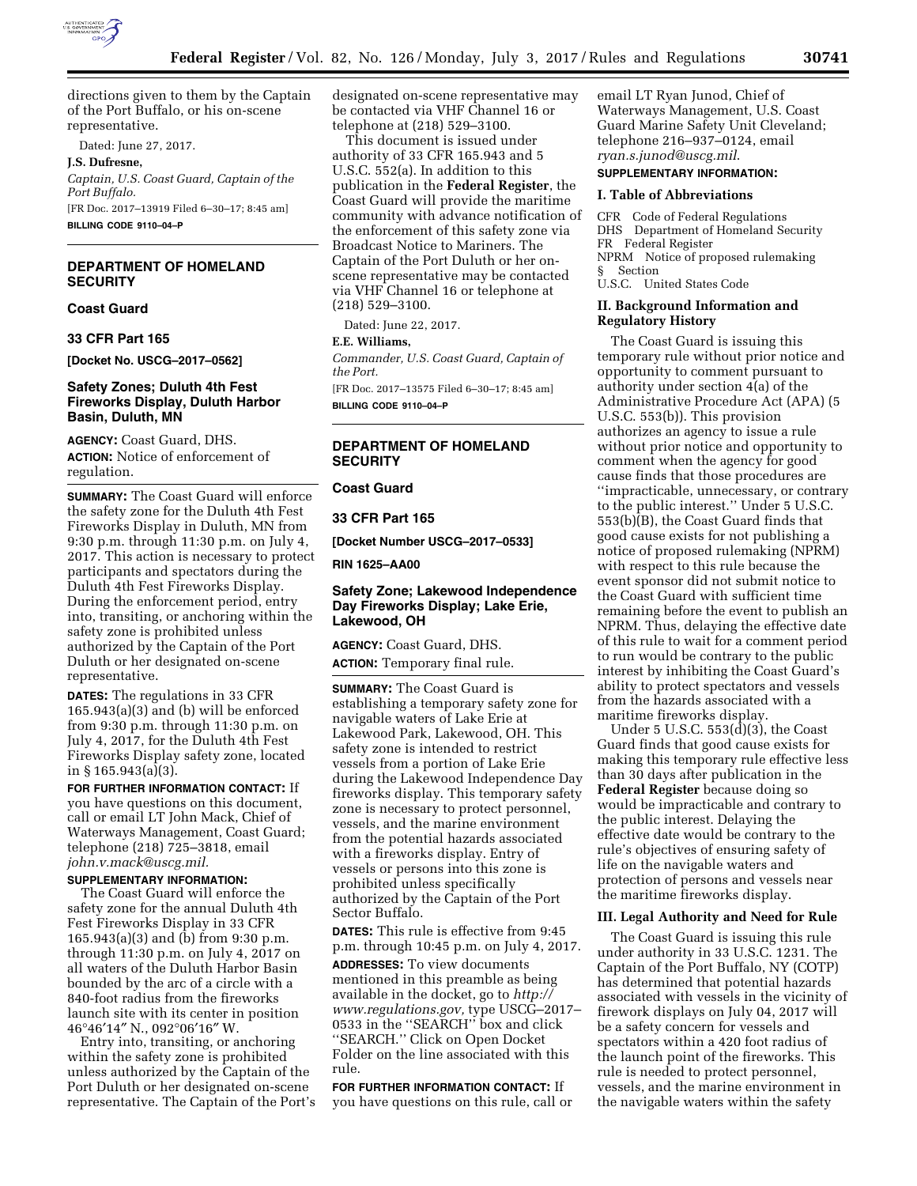directions given to them by the Captain of the Port Buffalo, or his on-scene representative.

Dated: June 27, 2017.

**J.S. Dufresne,**

*Captain, U.S. Coast Guard, Captain of the Port Buffalo.*

[FR Doc. 2017–13919 Filed 6–30–17; 8:45 am]

**BILLING CODE 9110–04–P**

## DEPARTMENT OF HOMELAND SECURITY

### Coast Guard

### 33 CFR Part 165

**[Docket No. USCG–2017–0562]**

### Safety Zones; Duluth 4th Fest Fireworks Display, Duluth Harbor Basin, Duluth, MN

**AGENCY:** Coast Guard, DHS.

**ACTION:** Notice of enforcement of regulation.

**SUMMARY:** The Coast Guard will enforce the safety zone for the Duluth 4th Fest Fireworks Display in Duluth, MN from 9:30 p.m. through 11:30 p.m. on July 4, 2017. This action is necessary to protect participants and spectators during the Duluth 4th Fest Fireworks Display. During the enforcement period, entry into, transiting, or anchoring within the safety zone is prohibited unless authorized by the Captain of the Port Duluth or her designated on-scene representative.

**DATES:** The regulations in 33 CFR 165.943(a)(3) and (b) will be enforced from 9:30 p.m. through 11:30 p.m. on July 4, 2017, for the Duluth 4th Fest Fireworks Display safety zone, located in § 165.943(a)(3).

**FOR FURTHER INFORMATION CONTACT:** If you have questions on this document, call or email LT John Mack, Chief of Waterways Management, Coast Guard; telephone (218) 725–3818, email *john.v.mack@uscg.mil.*

**SUPPLEMENTARY INFORMATION:**

The Coast Guard will enforce the safety zone for the annual Duluth 4th Fest Fireworks Display in 33 CFR 165.943(a)(3) and (b) from 9:30 p.m. through 11:30 p.m. on July 4, 2017 on all waters of the Duluth Harbor Basin bounded by the arc of a circle with a 840-foot radius from the fireworks launch site with its center in position 46°46′14″ N., 092°06′16″ W.

Entry into, transiting, or anchoring within the safety zone is prohibited unless authorized by the Captain of the Port Duluth or her designated on-scene representative. The Captain of the Port's designated on-scene representative may be contacted via VHF Channel 16 or telephone at (218) 529–3100.

This document is issued under authority of 33 CFR 165.943 and 5 U.S.C. 552(a). In addition to this publication in the **Federal Register**, the Coast Guard will provide the maritime community with advance notification of the enforcement of this safety zone via Broadcast Notice to Mariners. The Captain of the Port Duluth or her on-scene representative may be contacted via VHF Channel 16 or telephone at (218) 529–3100.

Dated: June 22, 2017.

**E.E. Williams,**

*Commander, U.S. Coast Guard, Captain of the Port.*

[FR Doc. 2017–13575 Filed 6–30–17; 8:45 am]

**BILLING CODE 9110–04–P**

## DEPARTMENT OF HOMELAND SECURITY

### Coast Guard

### 33 CFR Part 165

**[Docket Number USCG–2017–0533]**

**RIN 1625–AA00**

### Safety Zone; Lakewood Independence Day Fireworks Display; Lake Erie, Lakewood, OH

**AGENCY:** Coast Guard, DHS.

**ACTION:** Temporary final rule.

**SUMMARY:** The Coast Guard is establishing a temporary safety zone for navigable waters of Lake Erie at Lakewood Park, Lakewood, OH. This safety zone is intended to restrict vessels from a portion of Lake Erie during the Lakewood Independence Day fireworks display. This temporary safety zone is necessary to protect personnel, vessels, and the marine environment from the potential hazards associated with a fireworks display. Entry of vessels or persons into this zone is prohibited unless specifically authorized by the Captain of the Port Sector Buffalo.

**DATES:** This rule is effective from 9:45 p.m. through 10:45 p.m. on July 4, 2017.

**ADDRESSES:** To view documents mentioned in this preamble as being available in the docket, go to *http://www.regulations.gov,* type USCG–2017–0533 in the "SEARCH" box and click "SEARCH." Click on Open Docket Folder on the line associated with this rule.

**FOR FURTHER INFORMATION CONTACT:** If you have questions on this rule, call or email LT Ryan Junod, Chief of Waterways Management, U.S. Coast Guard Marine Safety Unit Cleveland; telephone 216–937–0124, email *ryan.s.junod@uscg.mil.*

**SUPPLEMENTARY INFORMATION:**

### I. Table of Abbreviations

CFR Code of Federal Regulations
DHS Department of Homeland Security
FR Federal Register
NPRM Notice of proposed rulemaking
§ Section
U.S.C. United States Code

### II. Background Information and Regulatory History

The Coast Guard is issuing this temporary rule without prior notice and opportunity to comment pursuant to authority under section 4(a) of the Administrative Procedure Act (APA) (5 U.S.C. 553(b)). This provision authorizes an agency to issue a rule without prior notice and opportunity to comment when the agency for good cause finds that those procedures are "impracticable, unnecessary, or contrary to the public interest." Under 5 U.S.C. 553(b)(B), the Coast Guard finds that good cause exists for not publishing a notice of proposed rulemaking (NPRM) with respect to this rule because the event sponsor did not submit notice to the Coast Guard with sufficient time remaining before the event to publish an NPRM. Thus, delaying the effective date of this rule to wait for a comment period to run would be contrary to the public interest by inhibiting the Coast Guard's ability to protect spectators and vessels from the hazards associated with a maritime fireworks display.

Under 5 U.S.C. 553(d)(3), the Coast Guard finds that good cause exists for making this temporary rule effective less than 30 days after publication in the **Federal Register** because doing so would be impracticable and contrary to the public interest. Delaying the effective date would be contrary to the rule's objectives of ensuring safety of life on the navigable waters and protection of persons and vessels near the maritime fireworks display.

### III. Legal Authority and Need for Rule

The Coast Guard is issuing this rule under authority in 33 U.S.C. 1231. The Captain of the Port Buffalo, NY (COTP) has determined that potential hazards associated with vessels in the vicinity of firework displays on July 04, 2017 will be a safety concern for vessels and spectators within a 420 foot radius of the launch point of the fireworks. This rule is needed to protect personnel, vessels, and the marine environment in the navigable waters within the safety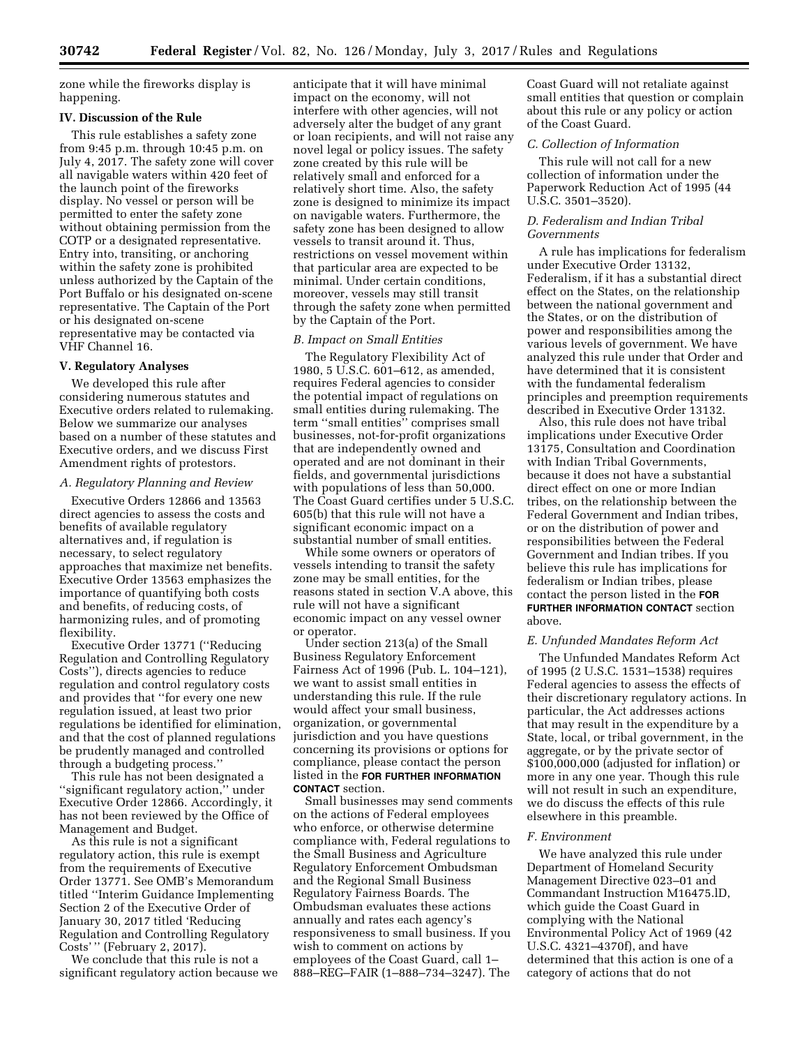zone while the fireworks display is happening.

## IV. Discussion of the Rule

This rule establishes a safety zone from 9:45 p.m. through 10:45 p.m. on July 4, 2017. The safety zone will cover all navigable waters within 420 feet of the launch point of the fireworks display. No vessel or person will be permitted to enter the safety zone without obtaining permission from the COTP or a designated representative. Entry into, transiting, or anchoring within the safety zone is prohibited unless authorized by the Captain of the Port Buffalo or his designated on-scene representative. The Captain of the Port or his designated on-scene representative may be contacted via VHF Channel 16.

## V. Regulatory Analyses

We developed this rule after considering numerous statutes and Executive orders related to rulemaking. Below we summarize our analyses based on a number of these statutes and Executive orders, and we discuss First Amendment rights of protestors.

### *A. Regulatory Planning and Review*

Executive Orders 12866 and 13563 direct agencies to assess the costs and benefits of available regulatory alternatives and, if regulation is necessary, to select regulatory approaches that maximize net benefits. Executive Order 13563 emphasizes the importance of quantifying both costs and benefits, of reducing costs, of harmonizing rules, and of promoting flexibility.

Executive Order 13771 (''Reducing Regulation and Controlling Regulatory Costs''), directs agencies to reduce regulation and control regulatory costs and provides that ''for every one new regulation issued, at least two prior regulations be identified for elimination, and that the cost of planned regulations be prudently managed and controlled through a budgeting process.''

This rule has not been designated a ''significant regulatory action,'' under Executive Order 12866. Accordingly, it has not been reviewed by the Office of Management and Budget.

As this rule is not a significant regulatory action, this rule is exempt from the requirements of Executive Order 13771. See OMB's Memorandum titled ''Interim Guidance Implementing Section 2 of the Executive Order of January 30, 2017 titled 'Reducing Regulation and Controlling Regulatory Costs' '' (February 2, 2017).

We conclude that this rule is not a significant regulatory action because we anticipate that it will have minimal impact on the economy, will not interfere with other agencies, will not adversely alter the budget of any grant or loan recipients, and will not raise any novel legal or policy issues. The safety zone created by this rule will be relatively small and enforced for a relatively short time. Also, the safety zone is designed to minimize its impact on navigable waters. Furthermore, the safety zone has been designed to allow vessels to transit around it. Thus, restrictions on vessel movement within that particular area are expected to be minimal. Under certain conditions, moreover, vessels may still transit through the safety zone when permitted by the Captain of the Port.

### *B. Impact on Small Entities*

The Regulatory Flexibility Act of 1980, 5 U.S.C. 601–612, as amended, requires Federal agencies to consider the potential impact of regulations on small entities during rulemaking. The term ''small entities'' comprises small businesses, not-for-profit organizations that are independently owned and operated and are not dominant in their fields, and governmental jurisdictions with populations of less than 50,000. The Coast Guard certifies under 5 U.S.C. 605(b) that this rule will not have a significant economic impact on a substantial number of small entities.

While some owners or operators of vessels intending to transit the safety zone may be small entities, for the reasons stated in section V.A above, this rule will not have a significant economic impact on any vessel owner or operator.

Under section 213(a) of the Small Business Regulatory Enforcement Fairness Act of 1996 (Pub. L. 104–121), we want to assist small entities in understanding this rule. If the rule would affect your small business, organization, or governmental jurisdiction and you have questions concerning its provisions or options for compliance, please contact the person listed in the **FOR FURTHER INFORMATION CONTACT** section.

Small businesses may send comments on the actions of Federal employees who enforce, or otherwise determine compliance with, Federal regulations to the Small Business and Agriculture Regulatory Enforcement Ombudsman and the Regional Small Business Regulatory Fairness Boards. The Ombudsman evaluates these actions annually and rates each agency's responsiveness to small business. If you wish to comment on actions by employees of the Coast Guard, call 1–888–REG–FAIR (1–888–734–3247). The Coast Guard will not retaliate against small entities that question or complain about this rule or any policy or action of the Coast Guard.

### *C. Collection of Information*

This rule will not call for a new collection of information under the Paperwork Reduction Act of 1995 (44 U.S.C. 3501–3520).

### *D. Federalism and Indian Tribal Governments*

A rule has implications for federalism under Executive Order 13132, Federalism, if it has a substantial direct effect on the States, on the relationship between the national government and the States, or on the distribution of power and responsibilities among the various levels of government. We have analyzed this rule under that Order and have determined that it is consistent with the fundamental federalism principles and preemption requirements described in Executive Order 13132.

Also, this rule does not have tribal implications under Executive Order 13175, Consultation and Coordination with Indian Tribal Governments, because it does not have a substantial direct effect on one or more Indian tribes, on the relationship between the Federal Government and Indian tribes, or on the distribution of power and responsibilities between the Federal Government and Indian tribes. If you believe this rule has implications for federalism or Indian tribes, please contact the person listed in the **FOR FURTHER INFORMATION CONTACT** section above.

### *E. Unfunded Mandates Reform Act*

The Unfunded Mandates Reform Act of 1995 (2 U.S.C. 1531–1538) requires Federal agencies to assess the effects of their discretionary regulatory actions. In particular, the Act addresses actions that may result in the expenditure by a State, local, or tribal government, in the aggregate, or by the private sector of $100,000,000 (adjusted for inflation) or more in any one year. Though this rule will not result in such an expenditure, we do discuss the effects of this rule elsewhere in this preamble.

### *F. Environment*

We have analyzed this rule under Department of Homeland Security Management Directive 023–01 and Commandant Instruction M16475.lD, which guide the Coast Guard in complying with the National Environmental Policy Act of 1969 (42 U.S.C. 4321–4370f), and have determined that this action is one of a category of actions that do not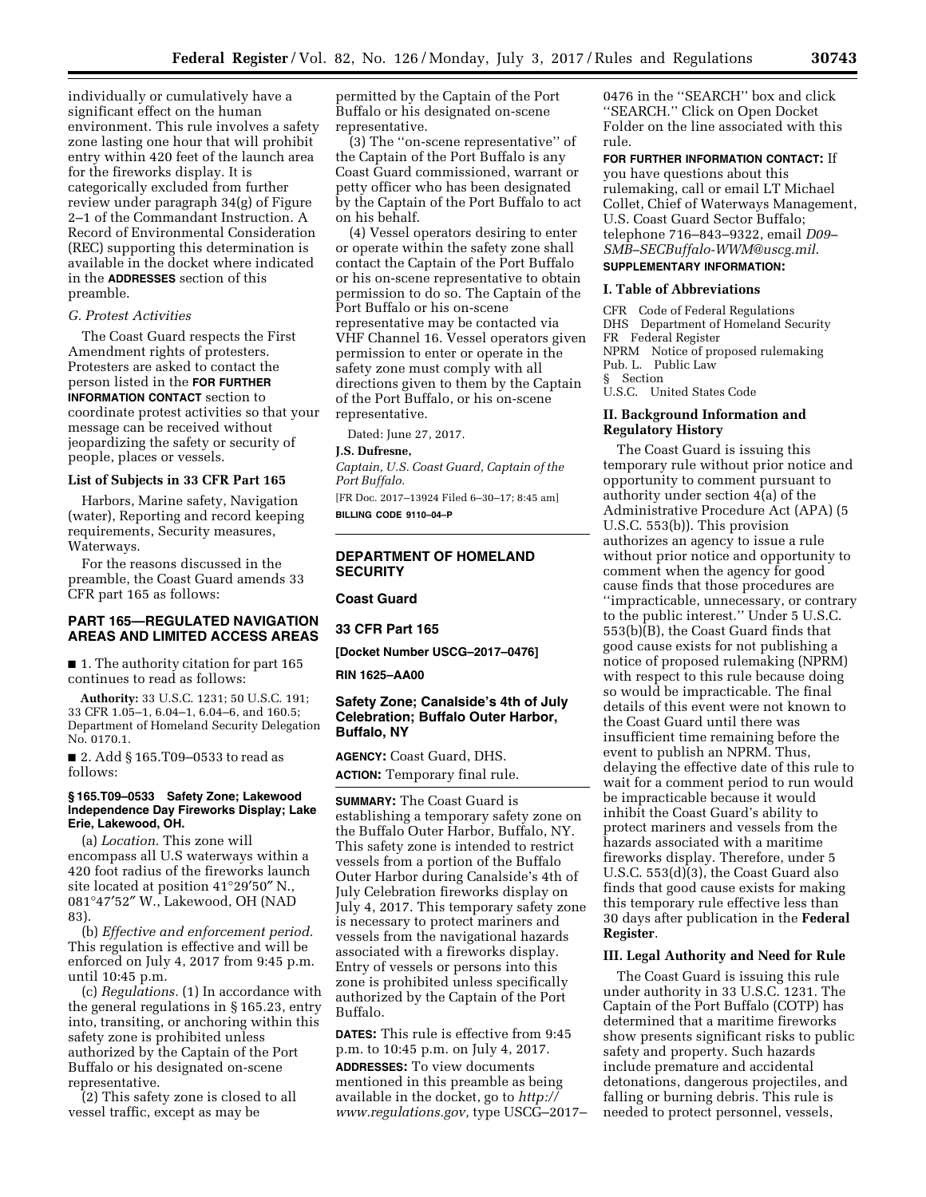individually or cumulatively have a significant effect on the human environment. This rule involves a safety zone lasting one hour that will prohibit entry within 420 feet of the launch area for the fireworks display. It is categorically excluded from further review under paragraph 34(g) of Figure 2–1 of the Commandant Instruction. A Record of Environmental Consideration (REC) supporting this determination is available in the docket where indicated in the **ADDRESSES** section of this preamble.

*G. Protest Activities*

The Coast Guard respects the First Amendment rights of protesters. Protesters are asked to contact the person listed in the **FOR FURTHER INFORMATION CONTACT** section to coordinate protest activities so that your message can be received without jeopardizing the safety or security of people, places or vessels.

### List of Subjects in 33 CFR Part 165

Harbors, Marine safety, Navigation (water), Reporting and record keeping requirements, Security measures, Waterways.

For the reasons discussed in the preamble, the Coast Guard amends 33 CFR part 165 as follows:

## PART 165—REGULATED NAVIGATION AREAS AND LIMITED ACCESS AREAS

■ 1. The authority citation for part 165 continues to read as follows:

**Authority:** 33 U.S.C. 1231; 50 U.S.C. 191; 33 CFR 1.05–1, 6.04–1, 6.04–6, and 160.5; Department of Homeland Security Delegation No. 0170.1.

■ 2. Add § 165.T09–0533 to read as follows:

#### § 165.T09–0533 Safety Zone; Lakewood Independence Day Fireworks Display; Lake Erie, Lakewood, OH.

(a) *Location.* This zone will encompass all U.S waterways within a 420 foot radius of the fireworks launch site located at position 41°29′50″ N., 081°47′52″ W., Lakewood, OH (NAD 83).

(b) *Effective and enforcement period.* This regulation is effective and will be enforced on July 4, 2017 from 9:45 p.m. until 10:45 p.m.

(c) *Regulations.* (1) In accordance with the general regulations in § 165.23, entry into, transiting, or anchoring within this safety zone is prohibited unless authorized by the Captain of the Port Buffalo or his designated on-scene representative.

(2) This safety zone is closed to all vessel traffic, except as may be permitted by the Captain of the Port Buffalo or his designated on-scene representative.

(3) The ''on-scene representative'' of the Captain of the Port Buffalo is any Coast Guard commissioned, warrant or petty officer who has been designated by the Captain of the Port Buffalo to act on his behalf.

(4) Vessel operators desiring to enter or operate within the safety zone shall contact the Captain of the Port Buffalo or his on-scene representative to obtain permission to do so. The Captain of the Port Buffalo or his on-scene representative may be contacted via VHF Channel 16. Vessel operators given permission to enter or operate in the safety zone must comply with all directions given to them by the Captain of the Port Buffalo, or his on-scene representative.

Dated: June 27, 2017.

**J.S. Dufresne,**

*Captain, U.S. Coast Guard, Captain of the Port Buffalo.*

[FR Doc. 2017–13924 Filed 6–30–17; 8:45 am]

**BILLING CODE 9110–04–P**

---

## DEPARTMENT OF HOMELAND SECURITY

## Coast Guard

## 33 CFR Part 165

**[Docket Number USCG–2017–0476]**

**RIN 1625–AA00**

## Safety Zone; Canalside's 4th of July Celebration; Buffalo Outer Harbor, Buffalo, NY

**AGENCY:** Coast Guard, DHS.

**ACTION:** Temporary final rule.

**SUMMARY:** The Coast Guard is establishing a temporary safety zone on the Buffalo Outer Harbor, Buffalo, NY. This safety zone is intended to restrict vessels from a portion of the Buffalo Outer Harbor during Canalside's 4th of July Celebration fireworks display on July 4, 2017. This temporary safety zone is necessary to protect mariners and vessels from the navigational hazards associated with a fireworks display. Entry of vessels or persons into this zone is prohibited unless specifically authorized by the Captain of the Port Buffalo.

**DATES:** This rule is effective from 9:45 p.m. to 10:45 p.m. on July 4, 2017.

**ADDRESSES:** To view documents mentioned in this preamble as being available in the docket, go to *http://www.regulations.gov,* type USCG–2017–0476 in the ''SEARCH'' box and click ''SEARCH.'' Click on Open Docket Folder on the line associated with this rule.

**FOR FURTHER INFORMATION CONTACT:** If you have questions about this rulemaking, call or email LT Michael Collet, Chief of Waterways Management, U.S. Coast Guard Sector Buffalo; telephone 716–843–9322, email *D09–SMB–SECBuffalo-WWM@uscg.mil.*

**SUPPLEMENTARY INFORMATION:**

### I. Table of Abbreviations

CFR Code of Federal Regulations
DHS Department of Homeland Security
FR Federal Register
NPRM Notice of proposed rulemaking
Pub. L. Public Law
§ Section
U.S.C. United States Code

### II. Background Information and Regulatory History

The Coast Guard is issuing this temporary rule without prior notice and opportunity to comment pursuant to authority under section 4(a) of the Administrative Procedure Act (APA) (5 U.S.C. 553(b)). This provision authorizes an agency to issue a rule without prior notice and opportunity to comment when the agency for good cause finds that those procedures are ''impracticable, unnecessary, or contrary to the public interest.'' Under 5 U.S.C. 553(b)(B), the Coast Guard finds that good cause exists for not publishing a notice of proposed rulemaking (NPRM) with respect to this rule because doing so would be impracticable. The final details of this event were not known to the Coast Guard until there was insufficient time remaining before the event to publish an NPRM. Thus, delaying the effective date of this rule to wait for a comment period to run would be impracticable because it would inhibit the Coast Guard's ability to protect mariners and vessels from the hazards associated with a maritime fireworks display. Therefore, under 5 U.S.C. 553(d)(3), the Coast Guard also finds that good cause exists for making this temporary rule effective less than 30 days after publication in the **Federal Register**.

### III. Legal Authority and Need for Rule

The Coast Guard is issuing this rule under authority in 33 U.S.C. 1231. The Captain of the Port Buffalo (COTP) has determined that a maritime fireworks show presents significant risks to public safety and property. Such hazards include premature and accidental detonations, dangerous projectiles, and falling or burning debris. This rule is needed to protect personnel, vessels,